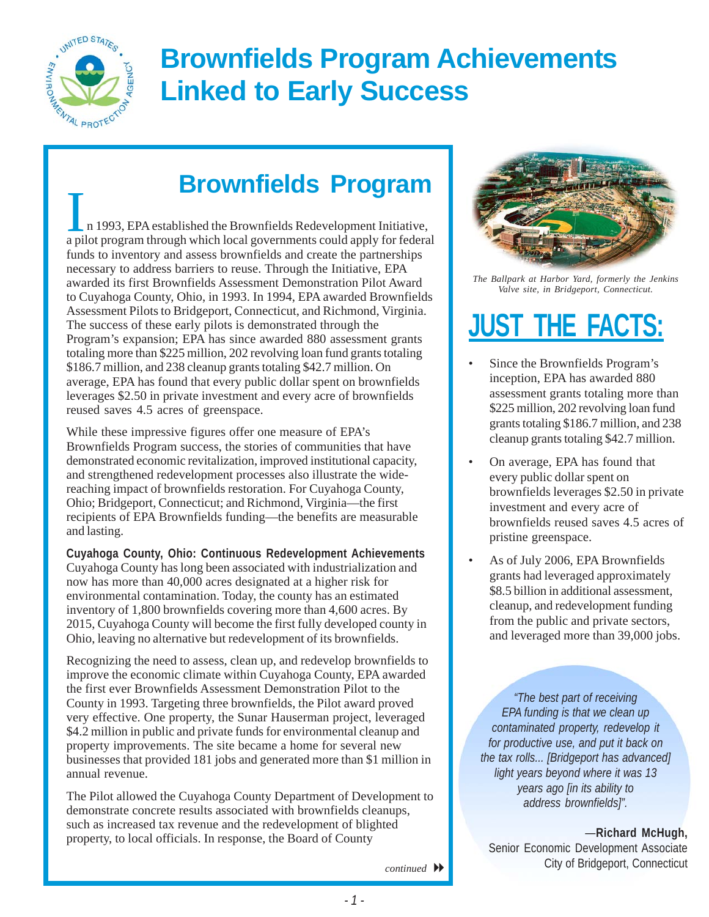# Brownfields Program Achievements Linked to Early Success

## Brownfields Program

In 1993, EPA established the Brownfields Redevelopment Initiative, a pilot program through which local governments could apply for federal funds to inventory and assess brownfields and create the partnerships necessary to address barriers to reuse. Through the Initiative, EPA awarded its first Brownfields Assessment Demonstration Pilot Award to Cuyahoga County, Ohio, in 1993. In 1994, EPA awarded Brownfields Assessment Pilots to Bridgeport, Connecticut, and Richmond, Virginia. The success of these early pilots is demonstrated through the Program's expansion; EPA has since awarded 880 assessment grants totaling more than $225 million, 202 revolving loan fund grants totaling $186.7 million, and 238 cleanup grants totaling $42.7 million. On average, EPA has found that every public dollar spent on brownfields leverages $2.50 in private investment and every acre of brownfields reused saves 4.5 acres of greenspace.

While these impressive figures offer one measure of EPA's Brownfields Program success, the stories of communities that have demonstrated economic revitalization, improved institutional capacity, and strengthened redevelopment processes also illustrate the wide-reaching impact of brownfields restoration. For Cuyahoga County, Ohio; Bridgeport, Connecticut; and Richmond, Virginia—the first recipients of EPA Brownfields funding—the benefits are measurable and lasting.

**Cuyahoga County, Ohio: Continuous Redevelopment Achievements**
Cuyahoga County has long been associated with industrialization and now has more than 40,000 acres designated at a higher risk for environmental contamination. Today, the county has an estimated inventory of 1,800 brownfields covering more than 4,600 acres. By 2015, Cuyahoga County will become the first fully developed county in Ohio, leaving no alternative but redevelopment of its brownfields.

Recognizing the need to assess, clean up, and redevelop brownfields to improve the economic climate within Cuyahoga County, EPA awarded the first ever Brownfields Assessment Demonstration Pilot to the County in 1993. Targeting three brownfields, the Pilot award proved very effective. One property, the Sunar Hauserman project, leveraged $4.2 million in public and private funds for environmental cleanup and property improvements. The site became a home for several new businesses that provided 181 jobs and generated more than $1 million in annual revenue.

The Pilot allowed the Cuyahoga County Department of Development to demonstrate concrete results associated with brownfields cleanups, such as increased tax revenue and the redevelopment of blighted property, to local officials. In response, the Board of County

*continued*

*The Ballpark at Harbor Yard, formerly the Jenkins Valve site, in Bridgeport, Connecticut.*

## JUST THE FACTS:

- Since the Brownfields Program's inception, EPA has awarded 880 assessment grants totaling more than $225 million, 202 revolving loan fund grants totaling $186.7 million, and 238 cleanup grants totaling $42.7 million.
- On average, EPA has found that every public dollar spent on brownfields leverages $2.50 in private investment and every acre of brownfields reused saves 4.5 acres of pristine greenspace.
- As of July 2006, EPA Brownfields grants had leveraged approximately $8.5 billion in additional assessment, cleanup, and redevelopment funding from the public and private sectors, and leveraged more than 39,000 jobs.

*"The best part of receiving EPA funding is that we clean up contaminated property, redevelop it for productive use, and put it back on the tax rolls... [Bridgeport has advanced] light years beyond where it was 13 years ago [in its ability to address brownfields]".*

—**Richard McHugh,**
Senior Economic Development Associate
City of Bridgeport, Connecticut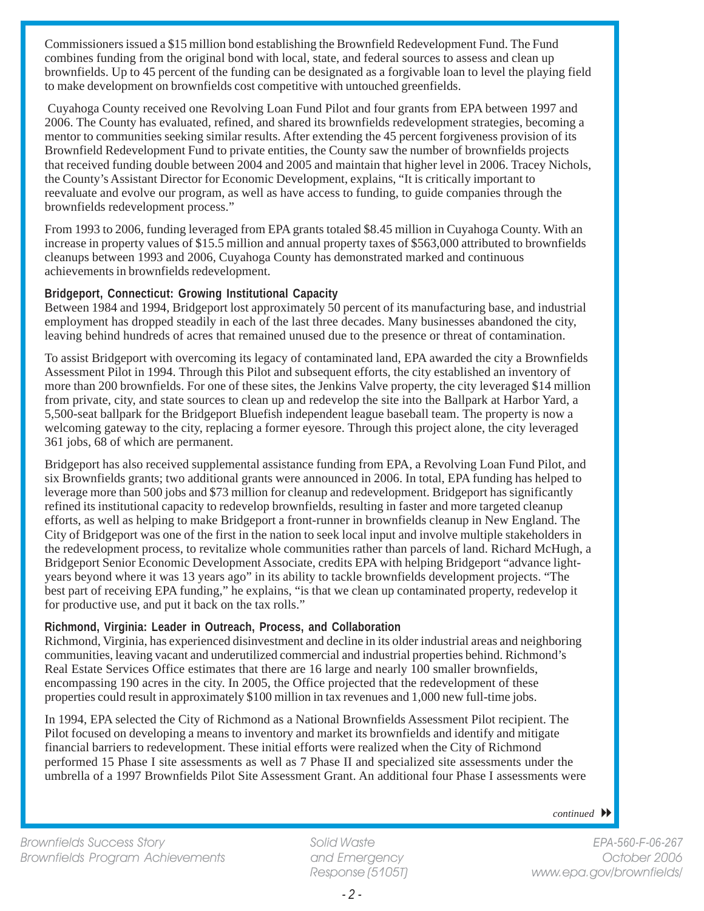Commissioners issued a $15 million bond establishing the Brownfield Redevelopment Fund. The Fund combines funding from the original bond with local, state, and federal sources to assess and clean up brownfields. Up to 45 percent of the funding can be designated as a forgivable loan to level the playing field to make development on brownfields cost competitive with untouched greenfields.

Cuyahoga County received one Revolving Loan Fund Pilot and four grants from EPA between 1997 and 2006. The County has evaluated, refined, and shared its brownfields redevelopment strategies, becoming a mentor to communities seeking similar results. After extending the 45 percent forgiveness provision of its Brownfield Redevelopment Fund to private entities, the County saw the number of brownfields projects that received funding double between 2004 and 2005 and maintain that higher level in 2006. Tracey Nichols, the County's Assistant Director for Economic Development, explains, "It is critically important to reevaluate and evolve our program, as well as have access to funding, to guide companies through the brownfields redevelopment process."

From 1993 to 2006, funding leveraged from EPA grants totaled $8.45 million in Cuyahoga County. With an increase in property values of $15.5 million and annual property taxes of $563,000 attributed to brownfields cleanups between 1993 and 2006, Cuyahoga County has demonstrated marked and continuous achievements in brownfields redevelopment.

**Bridgeport, Connecticut: Growing Institutional Capacity**

Between 1984 and 1994, Bridgeport lost approximately 50 percent of its manufacturing base, and industrial employment has dropped steadily in each of the last three decades. Many businesses abandoned the city, leaving behind hundreds of acres that remained unused due to the presence or threat of contamination.

To assist Bridgeport with overcoming its legacy of contaminated land, EPA awarded the city a Brownfields Assessment Pilot in 1994. Through this Pilot and subsequent efforts, the city established an inventory of more than 200 brownfields. For one of these sites, the Jenkins Valve property, the city leveraged $14 million from private, city, and state sources to clean up and redevelop the site into the Ballpark at Harbor Yard, a 5,500-seat ballpark for the Bridgeport Bluefish independent league baseball team. The property is now a welcoming gateway to the city, replacing a former eyesore. Through this project alone, the city leveraged 361 jobs, 68 of which are permanent.

Bridgeport has also received supplemental assistance funding from EPA, a Revolving Loan Fund Pilot, and six Brownfields grants; two additional grants were announced in 2006. In total, EPA funding has helped to leverage more than 500 jobs and $73 million for cleanup and redevelopment. Bridgeport has significantly refined its institutional capacity to redevelop brownfields, resulting in faster and more targeted cleanup efforts, as well as helping to make Bridgeport a front-runner in brownfields cleanup in New England. The City of Bridgeport was one of the first in the nation to seek local input and involve multiple stakeholders in the redevelopment process, to revitalize whole communities rather than parcels of land. Richard McHugh, a Bridgeport Senior Economic Development Associate, credits EPA with helping Bridgeport "advance light-years beyond where it was 13 years ago" in its ability to tackle brownfields development projects. "The best part of receiving EPA funding," he explains, "is that we clean up contaminated property, redevelop it for productive use, and put it back on the tax rolls."

**Richmond, Virginia: Leader in Outreach, Process, and Collaboration**

Richmond, Virginia, has experienced disinvestment and decline in its older industrial areas and neighboring communities, leaving vacant and underutilized commercial and industrial properties behind. Richmond's Real Estate Services Office estimates that there are 16 large and nearly 100 smaller brownfields, encompassing 190 acres in the city. In 2005, the Office projected that the redevelopment of these properties could result in approximately $100 million in tax revenues and 1,000 new full-time jobs.

In 1994, EPA selected the City of Richmond as a National Brownfields Assessment Pilot recipient. The Pilot focused on developing a means to inventory and market its brownfields and identify and mitigate financial barriers to redevelopment. These initial efforts were realized when the City of Richmond performed 15 Phase I site assessments as well as 7 Phase II and specialized site assessments under the umbrella of a 1997 Brownfields Pilot Site Assessment Grant. An additional four Phase I assessments were

*continued*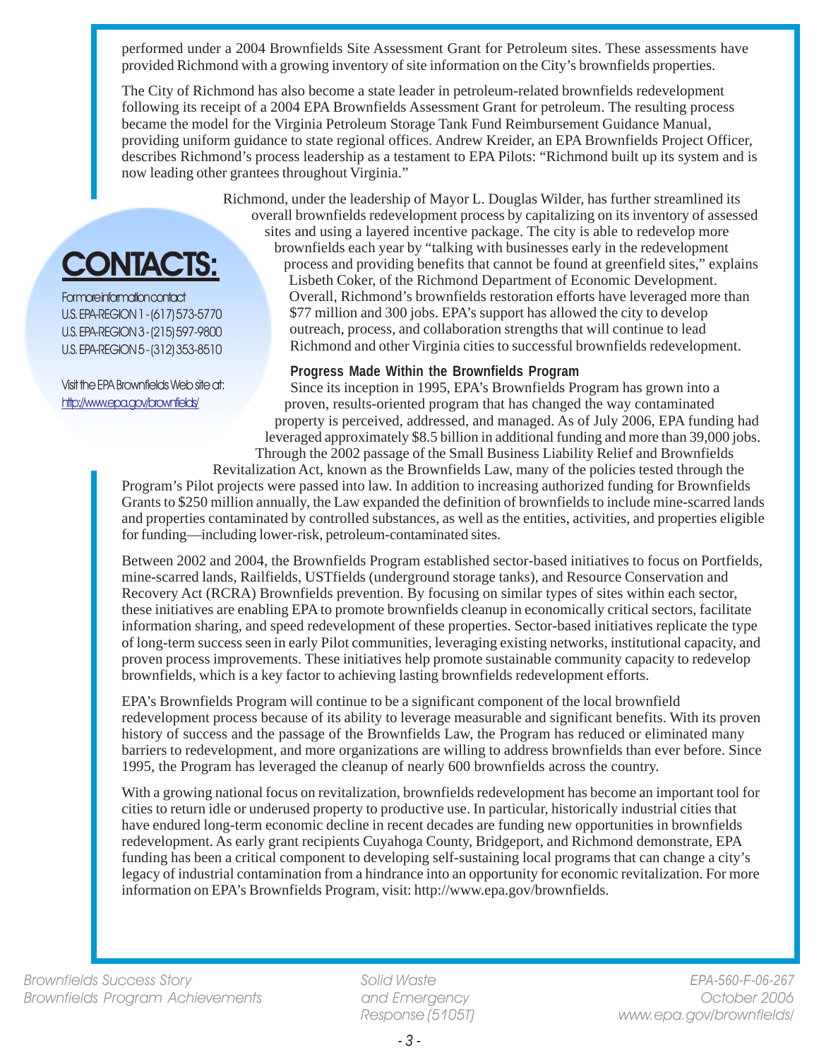performed under a 2004 Brownfields Site Assessment Grant for Petroleum sites. These assessments have provided Richmond with a growing inventory of site information on the City's brownfields properties.

The City of Richmond has also become a state leader in petroleum-related brownfields redevelopment following its receipt of a 2004 EPA Brownfields Assessment Grant for petroleum. The resulting process became the model for the Virginia Petroleum Storage Tank Fund Reimbursement Guidance Manual, providing uniform guidance to state regional offices. Andrew Kreider, an EPA Brownfields Project Officer, describes Richmond's process leadership as a testament to EPA Pilots: "Richmond built up its system and is now leading other grantees throughout Virginia."

Richmond, under the leadership of Mayor L. Douglas Wilder, has further streamlined its overall brownfields redevelopment process by capitalizing on its inventory of assessed sites and using a layered incentive package. The city is able to redevelop more brownfields each year by "talking with businesses early in the redevelopment process and providing benefits that cannot be found at greenfield sites," explains Lisbeth Coker, of the Richmond Department of Economic Development. Overall, Richmond's brownfields restoration efforts have leveraged more than $77 million and 300 jobs. EPA's support has allowed the city to develop outreach, process, and collaboration strengths that will continue to lead Richmond and other Virginia cities to successful brownfields redevelopment.

## CONTACTS:

For more information contact
U.S. EPA-REGION 1 - (617) 573-5770
U.S. EPA-REGION 3 - (215) 597-9800
U.S. EPA-REGION 5 - (312) 353-8510

Visit the EPA Brownfields Web site at:
http://www.epa.gov/brownfields/

### Progress Made Within the Brownfields Program

Since its inception in 1995, EPA's Brownfields Program has grown into a proven, results-oriented program that has changed the way contaminated property is perceived, addressed, and managed. As of July 2006, EPA funding had leveraged approximately $8.5 billion in additional funding and more than 39,000 jobs. Through the 2002 passage of the Small Business Liability Relief and Brownfields Revitalization Act, known as the Brownfields Law, many of the policies tested through the Program's Pilot projects were passed into law. In addition to increasing authorized funding for Brownfields Grants to $250 million annually, the Law expanded the definition of brownfields to include mine-scarred lands and properties contaminated by controlled substances, as well as the entities, activities, and properties eligible for funding—including lower-risk, petroleum-contaminated sites.

Between 2002 and 2004, the Brownfields Program established sector-based initiatives to focus on Portfields, mine-scarred lands, Railfields, USTfields (underground storage tanks), and Resource Conservation and Recovery Act (RCRA) Brownfields prevention. By focusing on similar types of sites within each sector, these initiatives are enabling EPA to promote brownfields cleanup in economically critical sectors, facilitate information sharing, and speed redevelopment of these properties. Sector-based initiatives replicate the type of long-term success seen in early Pilot communities, leveraging existing networks, institutional capacity, and proven process improvements. These initiatives help promote sustainable community capacity to redevelop brownfields, which is a key factor to achieving lasting brownfields redevelopment efforts.

EPA's Brownfields Program will continue to be a significant component of the local brownfield redevelopment process because of its ability to leverage measurable and significant benefits. With its proven history of success and the passage of the Brownfields Law, the Program has reduced or eliminated many barriers to redevelopment, and more organizations are willing to address brownfields than ever before. Since 1995, the Program has leveraged the cleanup of nearly 600 brownfields across the country.

With a growing national focus on revitalization, brownfields redevelopment has become an important tool for cities to return idle or underused property to productive use. In particular, historically industrial cities that have endured long-term economic decline in recent decades are funding new opportunities in brownfields redevelopment. As early grant recipients Cuyahoga County, Bridgeport, and Richmond demonstrate, EPA funding has been a critical component to developing self-sustaining local programs that can change a city's legacy of industrial contamination from a hindrance into an opportunity for economic revitalization. For more information on EPA's Brownfields Program, visit: http://www.epa.gov/brownfields.

*Brownfields Success Story*
*Brownfields Program Achievements*

*Solid Waste and Emergency Response (5105T)*

*EPA-560-F-06-267*
*October 2006*
*www.epa.gov/brownfields/*